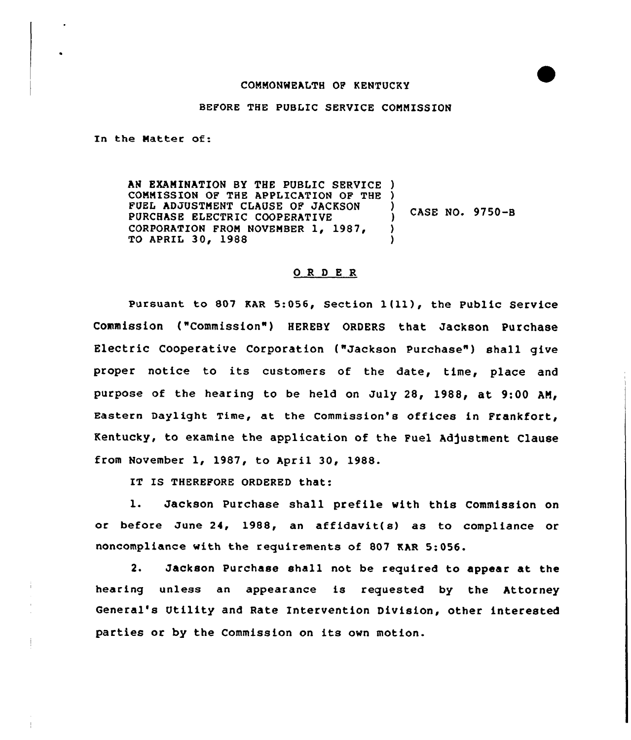COMMONWEALTH OF KENTUCKY

BEFORE THE PUBLIC SERVICE COMMISSION

In the Matter of:

AN EXAMINATION BY THE PUBLIC SERVICE COMMISSION OF THE APPLICATION OF THE FUEL ADJUSTMENT CLAUSE OF JACKSON PURCHASE ELECTRIC COOPERATIVE CORPORATION FROM NOVEMBER 1, 1987, TO APRIL 30, 1988 ) CASE NO. 9750-B

## O R D E R

Pursuant to 807 KAR 5:056, Section 1(11), the Public Service Commission ("Commission") HEREBY ORDERS that Jackson Purchase Electric Cooperative Corporation ("Jackson Purchase") shall give proper notice to its customers of the date, time, place and purpose of the hearing to be held on July 28, 1988, at 9:00 AM, Eastern Daylight Time, at the Commission's offices in Frankfort, Kentucky, to examine the application of the Fuel Adjustment Clause from November 1, 1987, to April 30, 1988.

IT IS THEREFORE ORDERED that:

1. Jackson Purchase shall prefile with this Commission on or before June 24, 1988, an affidavit(s) as to compliance or noncompliance with the requirements of 807 KAR 5:056.

2. Jackson Purchase shall not be required to appear at the hearing unless an appearance is requested by the Attorney General's Utility and Rate Intervention Division, other interested parties or by the Commission on its own motion.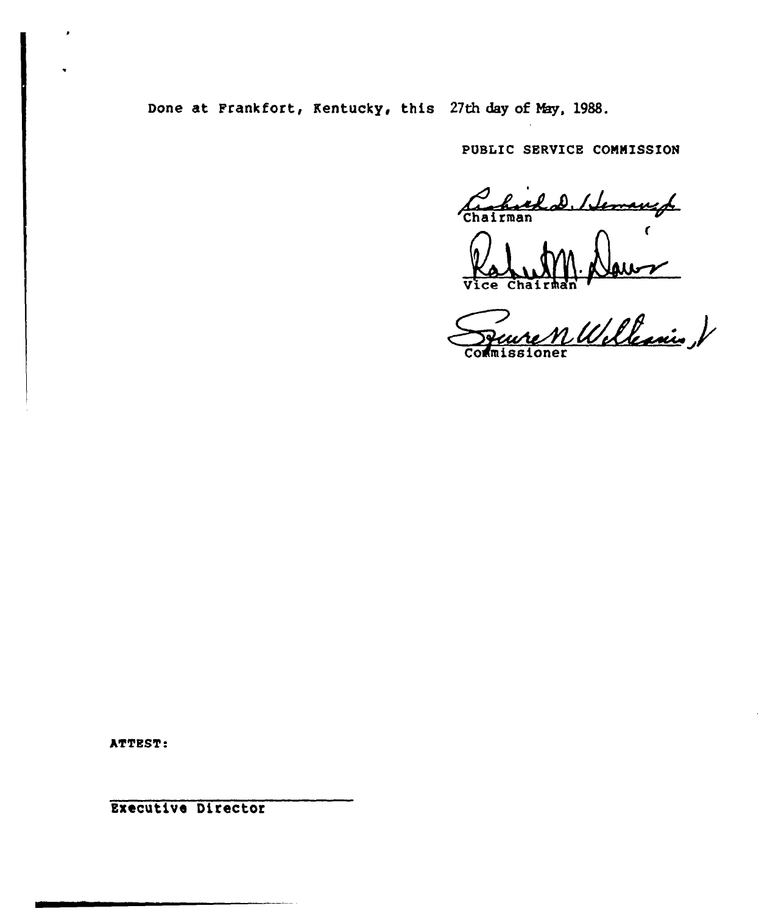Done at Frankfort, Kentucky, this 27th day of May, 1988.

PUBLIC SERVICE COMMISSION

Chairman

Vice Chairman

Commissioner

ATTEST:

Executive Director